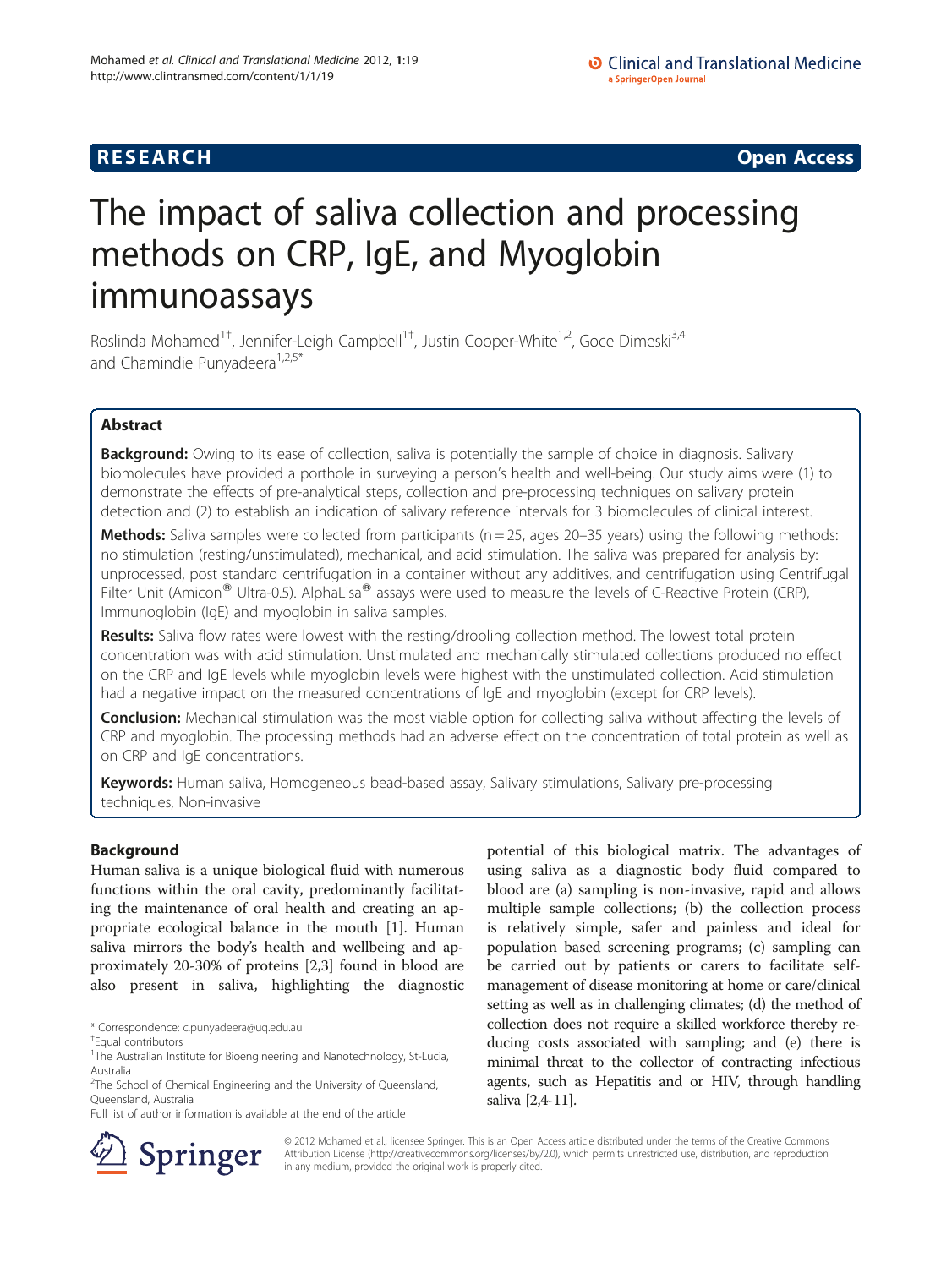**RESEARCH** **Open Access**

# The impact of saliva collection and processing methods on CRP, IgE, and Myoglobin immunoassays

Roslinda Mohamed[1†], Jennifer-Leigh Campbell[1†], Justin Cooper-White[1,2], Goce Dimeski[3,4] and Chamindie Punyadeera[1,2,5*]

## Abstract

**Background:** Owing to its ease of collection, saliva is potentially the sample of choice in diagnosis. Salivary biomolecules have provided a porthole in surveying a person's health and well-being. Our study aims were (1) to demonstrate the effects of pre-analytical steps, collection and pre-processing techniques on salivary protein detection and (2) to establish an indication of salivary reference intervals for 3 biomolecules of clinical interest.

**Methods:** Saliva samples were collected from participants (n = 25, ages 20–35 years) using the following methods: no stimulation (resting/unstimulated), mechanical, and acid stimulation. The saliva was prepared for analysis by: unprocessed, post standard centrifugation in a container without any additives, and centrifugation using Centrifugal Filter Unit (Amicon® Ultra-0.5). AlphaLisa® assays were used to measure the levels of C-Reactive Protein (CRP), Immunoglobin (IgE) and myoglobin in saliva samples.

**Results:** Saliva flow rates were lowest with the resting/drooling collection method. The lowest total protein concentration was with acid stimulation. Unstimulated and mechanically stimulated collections produced no effect on the CRP and IgE levels while myoglobin levels were highest with the unstimulated collection. Acid stimulation had a negative impact on the measured concentrations of IgE and myoglobin (except for CRP levels).

**Conclusion:** Mechanical stimulation was the most viable option for collecting saliva without affecting the levels of CRP and myoglobin. The processing methods had an adverse effect on the concentration of total protein as well as on CRP and IgE concentrations.

**Keywords:** Human saliva, Homogeneous bead-based assay, Salivary stimulations, Salivary pre-processing techniques, Non-invasive

## Background

Human saliva is a unique biological fluid with numerous functions within the oral cavity, predominantly facilitating the maintenance of oral health and creating an appropriate ecological balance in the mouth [1]. Human saliva mirrors the body's health and wellbeing and approximately 20-30% of proteins [2,3] found in blood are also present in saliva, highlighting the diagnostic potential of this biological matrix. The advantages of using saliva as a diagnostic body fluid compared to blood are (a) sampling is non-invasive, rapid and allows multiple sample collections; (b) the collection process is relatively simple, safer and painless and ideal for population based screening programs; (c) sampling can be carried out by patients or carers to facilitate self-management of disease monitoring at home or care/clinical setting as well as in challenging climates; (d) the method of collection does not require a skilled workforce thereby reducing costs associated with sampling; and (e) there is minimal threat to the collector of contracting infectious agents, such as Hepatitis and or HIV, through handling saliva [2,4-11].

\* Correspondence: c.punyadeera@uq.edu.au

†Equal contributors

[1]The Australian Institute for Bioengineering and Nanotechnology, St-Lucia, Australia

[2]The School of Chemical Engineering and the University of Queensland, Queensland, Australia

Full list of author information is available at the end of the article

© 2012 Mohamed et al.; licensee Springer. This is an Open Access article distributed under the terms of the Creative Commons Attribution License (http://creativecommons.org/licenses/by/2.0), which permits unrestricted use, distribution, and reproduction in any medium, provided the original work is properly cited.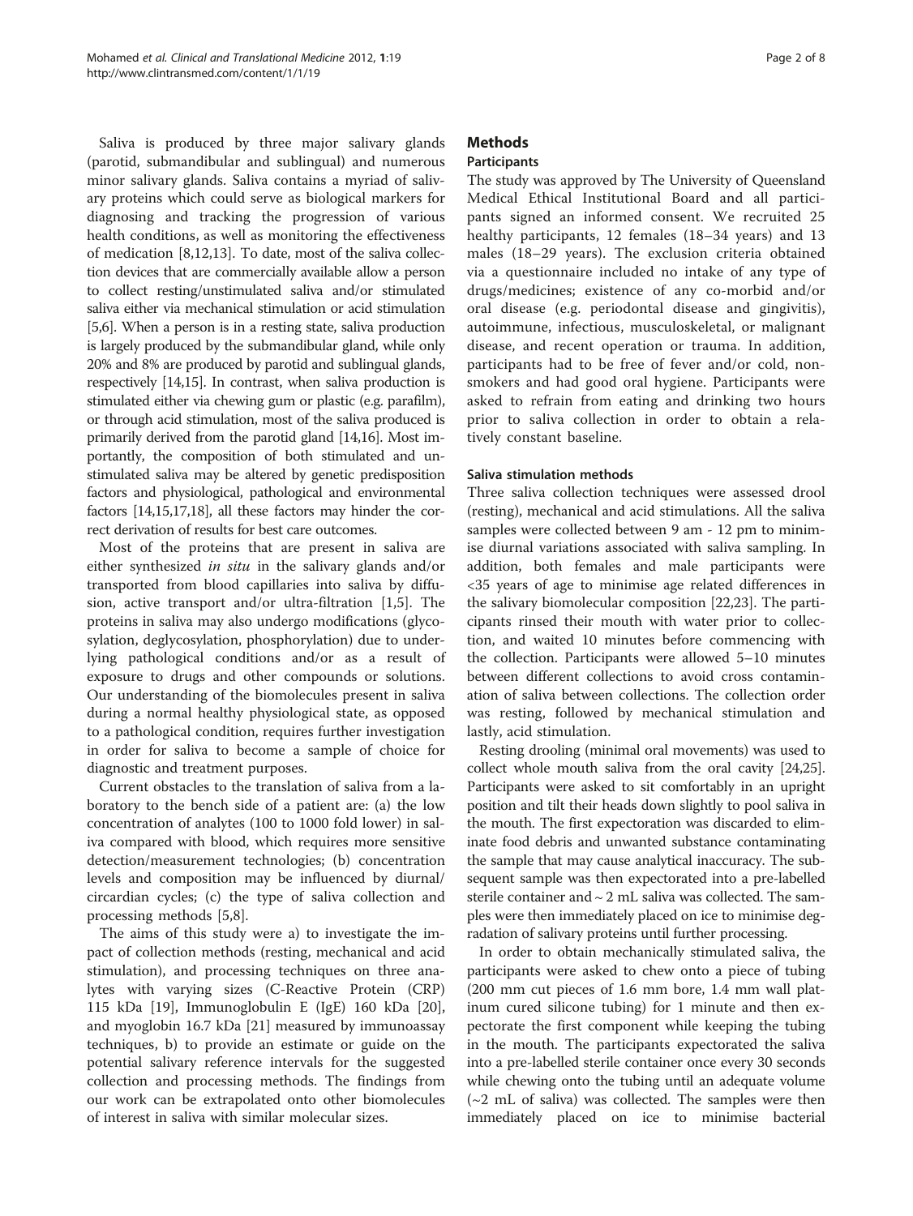Saliva is produced by three major salivary glands (parotid, submandibular and sublingual) and numerous minor salivary glands. Saliva contains a myriad of salivary proteins which could serve as biological markers for diagnosing and tracking the progression of various health conditions, as well as monitoring the effectiveness of medication [8,12,13]. To date, most of the saliva collection devices that are commercially available allow a person to collect resting/unstimulated saliva and/or stimulated saliva either via mechanical stimulation or acid stimulation [5,6]. When a person is in a resting state, saliva production is largely produced by the submandibular gland, while only 20% and 8% are produced by parotid and sublingual glands, respectively [14,15]. In contrast, when saliva production is stimulated either via chewing gum or plastic (e.g. parafilm), or through acid stimulation, most of the saliva produced is primarily derived from the parotid gland [14,16]. Most importantly, the composition of both stimulated and unstimulated saliva may be altered by genetic predisposition factors and physiological, pathological and environmental factors [14,15,17,18], all these factors may hinder the correct derivation of results for best care outcomes.

Most of the proteins that are present in saliva are either synthesized *in situ* in the salivary glands and/or transported from blood capillaries into saliva by diffusion, active transport and/or ultra-filtration [1,5]. The proteins in saliva may also undergo modifications (glycosylation, deglycosylation, phosphorylation) due to underlying pathological conditions and/or as a result of exposure to drugs and other compounds or solutions. Our understanding of the biomolecules present in saliva during a normal healthy physiological state, as opposed to a pathological condition, requires further investigation in order for saliva to become a sample of choice for diagnostic and treatment purposes.

Current obstacles to the translation of saliva from a laboratory to the bench side of a patient are: (a) the low concentration of analytes (100 to 1000 fold lower) in saliva compared with blood, which requires more sensitive detection/measurement technologies; (b) concentration levels and composition may be influenced by diurnal/circardian cycles; (c) the type of saliva collection and processing methods [5,8].

The aims of this study were a) to investigate the impact of collection methods (resting, mechanical and acid stimulation), and processing techniques on three analytes with varying sizes (C-Reactive Protein (CRP) 115 kDa [19], Immunoglobulin E (IgE) 160 kDa [20], and myoglobin 16.7 kDa [21] measured by immunoassay techniques, b) to provide an estimate or guide on the potential salivary reference intervals for the suggested collection and processing methods. The findings from our work can be extrapolated onto other biomolecules of interest in saliva with similar molecular sizes.

# Methods

## Participants

The study was approved by The University of Queensland Medical Ethical Institutional Board and all participants signed an informed consent. We recruited 25 healthy participants, 12 females (18–34 years) and 13 males (18–29 years). The exclusion criteria obtained via a questionnaire included no intake of any type of drugs/medicines; existence of any co-morbid and/or oral disease (e.g. periodontal disease and gingivitis), autoimmune, infectious, musculoskeletal, or malignant disease, and recent operation or trauma. In addition, participants had to be free of fever and/or cold, non-smokers and had good oral hygiene. Participants were asked to refrain from eating and drinking two hours prior to saliva collection in order to obtain a relatively constant baseline.

## Saliva stimulation methods

Three saliva collection techniques were assessed drool (resting), mechanical and acid stimulations. All the saliva samples were collected between 9 am - 12 pm to minimise diurnal variations associated with saliva sampling. In addition, both females and male participants were <35 years of age to minimise age related differences in the salivary biomolecular composition [22,23]. The participants rinsed their mouth with water prior to collection, and waited 10 minutes before commencing with the collection. Participants were allowed 5–10 minutes between different collections to avoid cross contamination of saliva between collections. The collection order was resting, followed by mechanical stimulation and lastly, acid stimulation.

Resting drooling (minimal oral movements) was used to collect whole mouth saliva from the oral cavity [24,25]. Participants were asked to sit comfortably in an upright position and tilt their heads down slightly to pool saliva in the mouth. The first expectoration was discarded to eliminate food debris and unwanted substance contaminating the sample that may cause analytical inaccuracy. The subsequent sample was then expectorated into a pre-labelled sterile container and ~ 2 mL saliva was collected. The samples were then immediately placed on ice to minimise degradation of salivary proteins until further processing.

In order to obtain mechanically stimulated saliva, the participants were asked to chew onto a piece of tubing (200 mm cut pieces of 1.6 mm bore, 1.4 mm wall platinum cured silicone tubing) for 1 minute and then expectorate the first component while keeping the tubing in the mouth. The participants expectorated the saliva into a pre-labelled sterile container once every 30 seconds while chewing onto the tubing until an adequate volume (~2 mL of saliva) was collected. The samples were then immediately placed on ice to minimise bacterial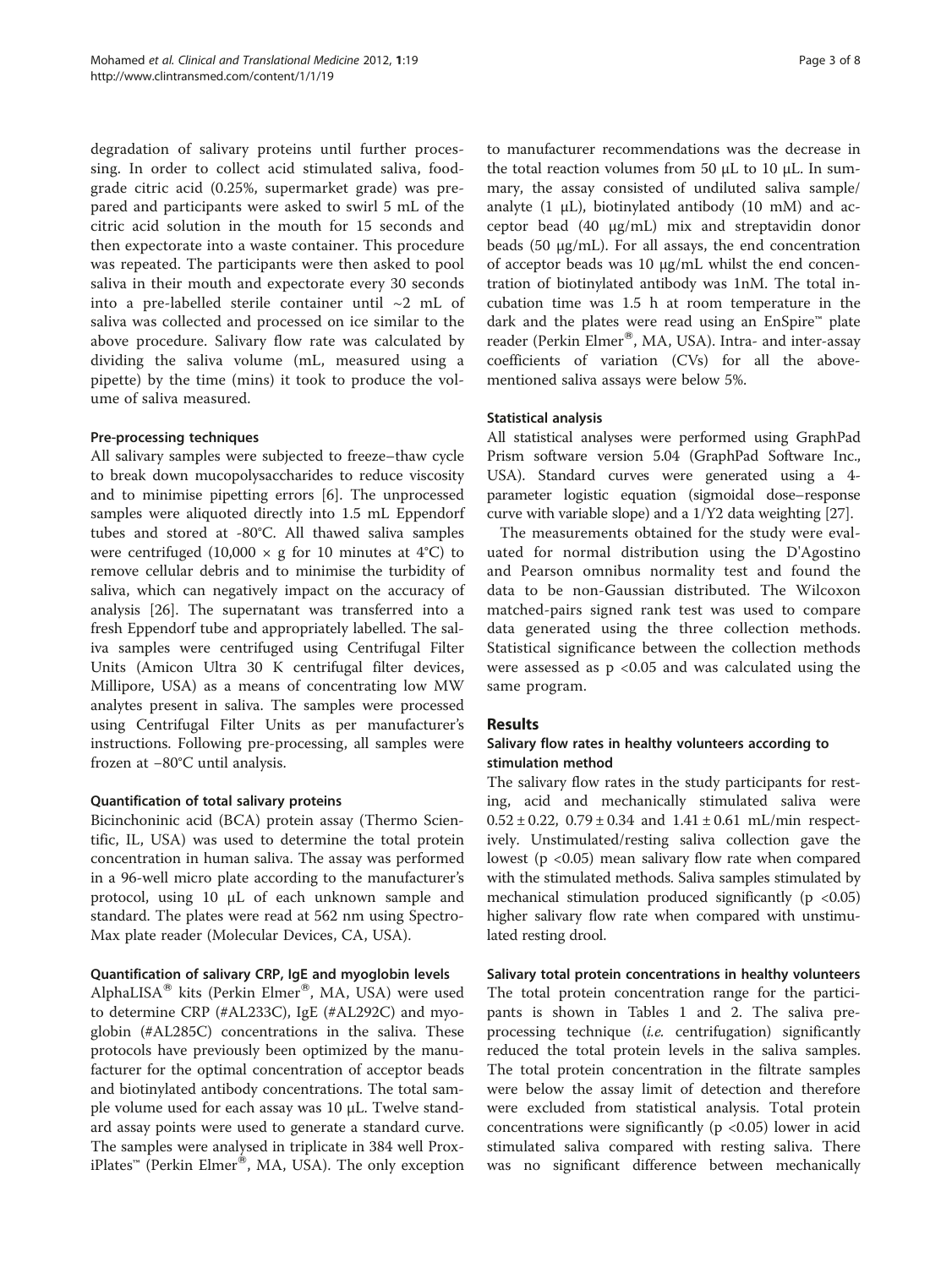degradation of salivary proteins until further processing. In order to collect acid stimulated saliva, food-grade citric acid (0.25%, supermarket grade) was prepared and participants were asked to swirl 5 mL of the citric acid solution in the mouth for 15 seconds and then expectorate into a waste container. This procedure was repeated. The participants were then asked to pool saliva in their mouth and expectorate every 30 seconds into a pre-labelled sterile container until ~2 mL of saliva was collected and processed on ice similar to the above procedure. Salivary flow rate was calculated by dividing the saliva volume (mL, measured using a pipette) by the time (mins) it took to produce the volume of saliva measured.

### Pre-processing techniques

All salivary samples were subjected to freeze–thaw cycle to break down mucopolysaccharides to reduce viscosity and to minimise pipetting errors [6]. The unprocessed samples were aliquoted directly into 1.5 mL Eppendorf tubes and stored at -80°C. All thawed saliva samples were centrifuged (10,000 × g for 10 minutes at 4°C) to remove cellular debris and to minimise the turbidity of saliva, which can negatively impact on the accuracy of analysis [26]. The supernatant was transferred into a fresh Eppendorf tube and appropriately labelled. The saliva samples were centrifuged using Centrifugal Filter Units (Amicon Ultra 30 K centrifugal filter devices, Millipore, USA) as a means of concentrating low MW analytes present in saliva. The samples were processed using Centrifugal Filter Units as per manufacturer's instructions. Following pre-processing, all samples were frozen at −80°C until analysis.

### Quantification of total salivary proteins

Bicinchoninic acid (BCA) protein assay (Thermo Scientific, IL, USA) was used to determine the total protein concentration in human saliva. The assay was performed in a 96-well micro plate according to the manufacturer's protocol, using 10 μL of each unknown sample and standard. The plates were read at 562 nm using SpectroMax plate reader (Molecular Devices, CA, USA).

### Quantification of salivary CRP, IgE and myoglobin levels

AlphaLISA® kits (Perkin Elmer®, MA, USA) were used to determine CRP (#AL233C), IgE (#AL292C) and myoglobin (#AL285C) concentrations in the saliva. These protocols have previously been optimized by the manufacturer for the optimal concentration of acceptor beads and biotinylated antibody concentrations. The total sample volume used for each assay was 10 μL. Twelve standard assay points were used to generate a standard curve. The samples were analysed in triplicate in 384 well ProxiPlates™ (Perkin Elmer®, MA, USA). The only exception to manufacturer recommendations was the decrease in the total reaction volumes from 50 μL to 10 μL. In summary, the assay consisted of undiluted saliva sample/analyte (1 μL), biotinylated antibody (10 mM) and acceptor bead (40 μg/mL) mix and streptavidin donor beads (50 μg/mL). For all assays, the end concentration of acceptor beads was 10 μg/mL whilst the end concentration of biotinylated antibody was 1nM. The total incubation time was 1.5 h at room temperature in the dark and the plates were read using an EnSpire™ plate reader (Perkin Elmer®, MA, USA). Intra- and inter-assay coefficients of variation (CVs) for all the above-mentioned saliva assays were below 5%.

### Statistical analysis

All statistical analyses were performed using GraphPad Prism software version 5.04 (GraphPad Software Inc., USA). Standard curves were generated using a 4-parameter logistic equation (sigmoidal dose–response curve with variable slope) and a $1/Y^2$ data weighting [27].

The measurements obtained for the study were evaluated for normal distribution using the D'Agostino and Pearson omnibus normality test and found the data to be non-Gaussian distributed. The Wilcoxon matched-pairs signed rank test was used to compare data generated using the three collection methods. Statistical significance between the collection methods were assessed as $p < 0.05$ and was calculated using the same program.

## Results

### Salivary flow rates in healthy volunteers according to stimulation method

The salivary flow rates in the study participants for resting, acid and mechanically stimulated saliva were $0.52 \pm 0.22$, $0.79 \pm 0.34$ and $1.41 \pm 0.61$ mL/min respectively. Unstimulated/resting saliva collection gave the lowest ($p < 0.05$) mean salivary flow rate when compared with the stimulated methods. Saliva samples stimulated by mechanical stimulation produced significantly ($p < 0.05$) higher salivary flow rate when compared with unstimulated resting drool.

### Salivary total protein concentrations in healthy volunteers

The total protein concentration range for the participants is shown in Tables 1 and 2. The saliva pre-processing technique (*i.e.* centrifugation) significantly reduced the total protein levels in the saliva samples. The total protein concentration in the filtrate samples were below the assay limit of detection and therefore were excluded from statistical analysis. Total protein concentrations were significantly ($p < 0.05$) lower in acid stimulated saliva compared with resting saliva. There was no significant difference between mechanically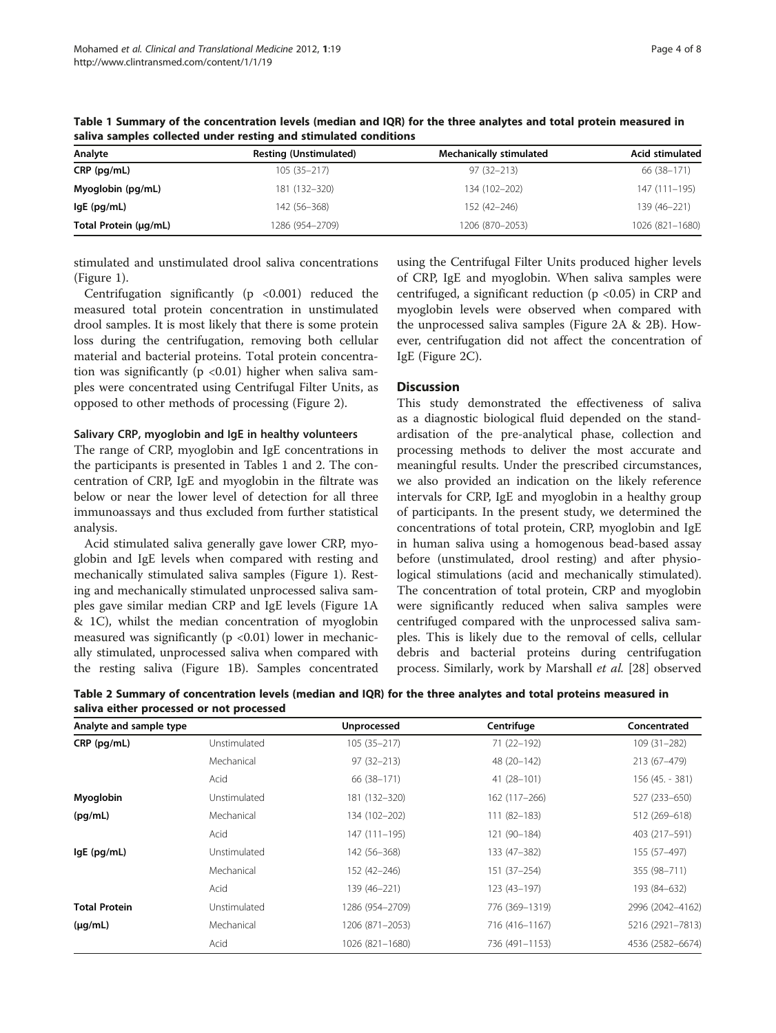**Table 1 Summary of the concentration levels (median and IQR) for the three analytes and total protein measured in saliva samples collected under resting and stimulated conditions**

| Analyte | Resting (Unstimulated) | Mechanically stimulated | Acid stimulated |
|---|---|---|---|
| **CRP (pg/mL)** | 105 (35–217) | 97 (32–213) | 66 (38–171) |
| **Myoglobin (pg/mL)** | 181 (132–320) | 134 (102–202) | 147 (111–195) |
| **IgE (pg/mL)** | 142 (56–368) | 152 (42–246) | 139 (46–221) |
| **Total Protein (μg/mL)** | 1286 (954–2709) | 1206 (870–2053) | 1026 (821–1680) |

stimulated and unstimulated drool saliva concentrations (Figure 1).

Centrifugation significantly ($p < 0.001$) reduced the measured total protein concentration in unstimulated drool samples. It is most likely that there is some protein loss during the centrifugation, removing both cellular material and bacterial proteins. Total protein concentration was significantly ($p < 0.01$) higher when saliva samples were concentrated using Centrifugal Filter Units, as opposed to other methods of processing (Figure 2).

#### Salivary CRP, myoglobin and IgE in healthy volunteers

The range of CRP, myoglobin and IgE concentrations in the participants is presented in Tables 1 and 2. The concentration of CRP, IgE and myoglobin in the filtrate was below or near the lower level of detection for all three immunoassays and thus excluded from further statistical analysis.

Acid stimulated saliva generally gave lower CRP, myoglobin and IgE levels when compared with resting and mechanically stimulated saliva samples (Figure 1). Resting and mechanically stimulated unprocessed saliva samples gave similar median CRP and IgE levels (Figure 1A & 1C), whilst the median concentration of myoglobin measured was significantly ($p < 0.01$) lower in mechanically stimulated, unprocessed saliva when compared with the resting saliva (Figure 1B). Samples concentrated using the Centrifugal Filter Units produced higher levels of CRP, IgE and myoglobin. When saliva samples were centrifuged, a significant reduction ($p < 0.05$) in CRP and myoglobin levels were observed when compared with the unprocessed saliva samples (Figure 2A & 2B). However, centrifugation did not affect the concentration of IgE (Figure 2C).

## Discussion

This study demonstrated the effectiveness of saliva as a diagnostic biological fluid depended on the standardisation of the pre-analytical phase, collection and processing methods to deliver the most accurate and meaningful results. Under the prescribed circumstances, we also provided an indication on the likely reference intervals for CRP, IgE and myoglobin in a healthy group of participants. In the present study, we determined the concentrations of total protein, CRP, myoglobin and IgE in human saliva using a homogenous bead-based assay before (unstimulated, drool resting) and after physiological stimulations (acid and mechanically stimulated). The concentration of total protein, CRP and myoglobin were significantly reduced when saliva samples were centrifuged compared with the unprocessed saliva samples. This is likely due to the removal of cells, cellular debris and bacterial proteins during centrifugation process. Similarly, work by Marshall *et al.* [28] observed

**Table 2 Summary of concentration levels (median and IQR) for the three analytes and total proteins measured in saliva either processed or not processed**

| Analyte and sample type | | Unprocessed | Centrifuge | Concentrated |
|---|---|---|---|---|
| **CRP (pg/mL)** | Unstimulated | 105 (35–217) | 71 (22–192) | 109 (31–282) |
| | Mechanical | 97 (32–213) | 48 (20–142) | 213 (67–479) |
| | Acid | 66 (38–171) | 41 (28–101) | 156 (45. - 381) |
| **Myoglobin (pg/mL)** | Unstimulated | 181 (132–320) | 162 (117–266) | 527 (233–650) |
| | Mechanical | 134 (102–202) | 111 (82–183) | 512 (269–618) |
| | Acid | 147 (111–195) | 121 (90–184) | 403 (217–591) |
| **IgE (pg/mL)** | Unstimulated | 142 (56–368) | 133 (47–382) | 155 (57–497) |
| | Mechanical | 152 (42–246) | 151 (37–254) | 355 (98–711) |
| | Acid | 139 (46–221) | 123 (43–197) | 193 (84–632) |
| **Total Protein (μg/mL)** | Unstimulated | 1286 (954–2709) | 776 (369–1319) | 2996 (2042–4162) |
| | Mechanical | 1206 (871–2053) | 716 (416–1167) | 5216 (2921–7813) |
| | Acid | 1026 (821–1680) | 736 (491–1153) | 4536 (2582–6674) |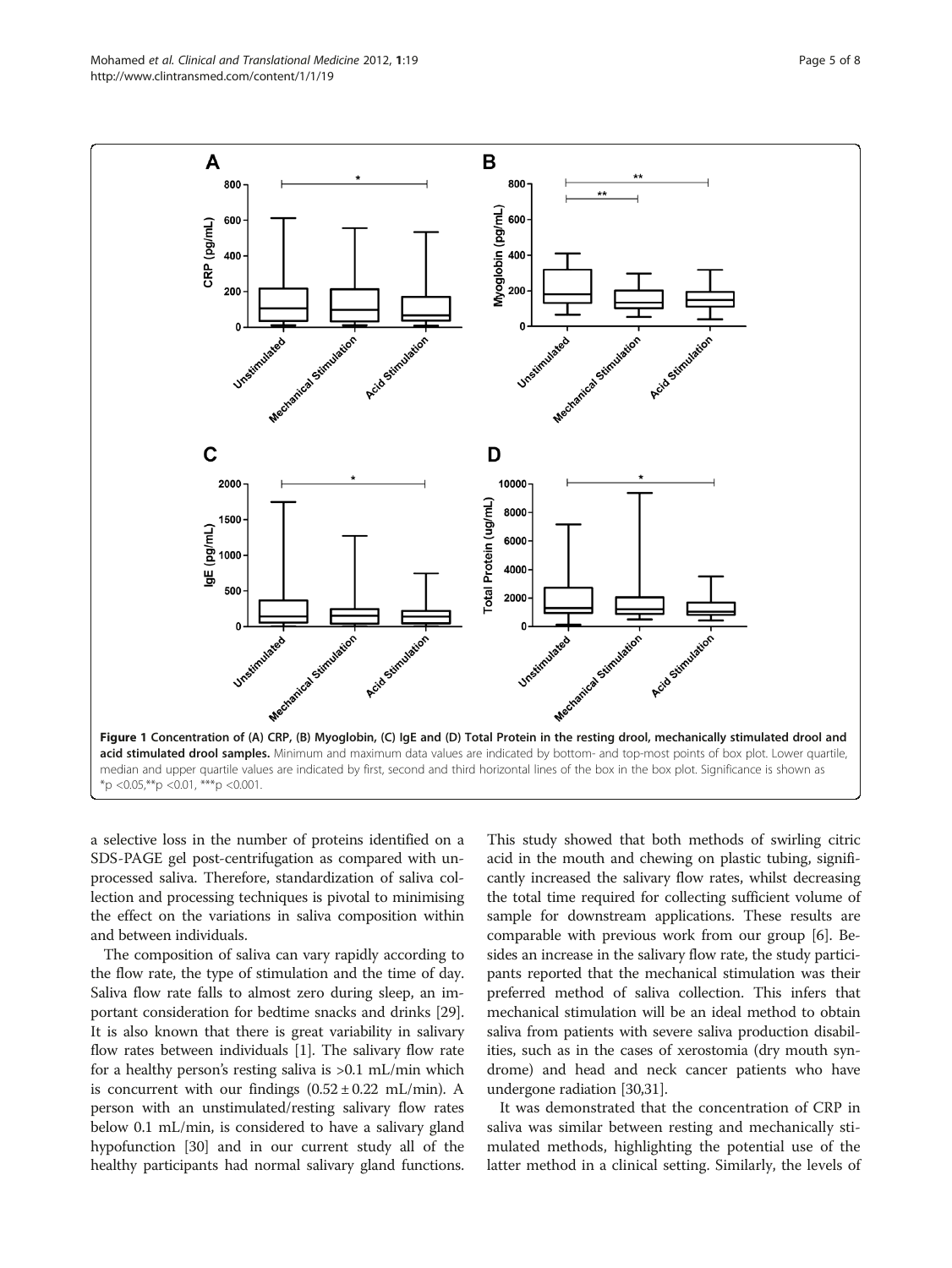**Figure 1 Concentration of (A) CRP, (B) Myoglobin, (C) IgE and (D) Total Protein in the resting drool, mechanically stimulated drool and acid stimulated drool samples.** Minimum and maximum data values are indicated by bottom- and top-most points of box plot. Lower quartile, median and upper quartile values are indicated by first, second and third horizontal lines of the box in the box plot. Significance is shown as *p <0.05,**p <0.01, ***p <0.001.

a selective loss in the number of proteins identified on a SDS-PAGE gel post-centrifugation as compared with unprocessed saliva. Therefore, standardization of saliva collection and processing techniques is pivotal to minimising the effect on the variations in saliva composition within and between individuals.

The composition of saliva can vary rapidly according to the flow rate, the type of stimulation and the time of day. Saliva flow rate falls to almost zero during sleep, an important consideration for bedtime snacks and drinks [29]. It is also known that there is great variability in salivary flow rates between individuals [1]. The salivary flow rate for a healthy person's resting saliva is >0.1 mL/min which is concurrent with our findings ($0.52 \pm 0.22$ mL/min). A person with an unstimulated/resting salivary flow rates below 0.1 mL/min, is considered to have a salivary gland hypofunction [30] and in our current study all of the healthy participants had normal salivary gland functions. This study showed that both methods of swirling citric acid in the mouth and chewing on plastic tubing, significantly increased the salivary flow rates, whilst decreasing the total time required for collecting sufficient volume of sample for downstream applications. These results are comparable with previous work from our group [6]. Besides an increase in the salivary flow rate, the study participants reported that the mechanical stimulation was their preferred method of saliva collection. This infers that mechanical stimulation will be an ideal method to obtain saliva from patients with severe saliva production disabilities, such as in the cases of xerostomia (dry mouth syndrome) and head and neck cancer patients who have undergone radiation [30,31].

It was demonstrated that the concentration of CRP in saliva was similar between resting and mechanically stimulated methods, highlighting the potential use of the latter method in a clinical setting. Similarly, the levels of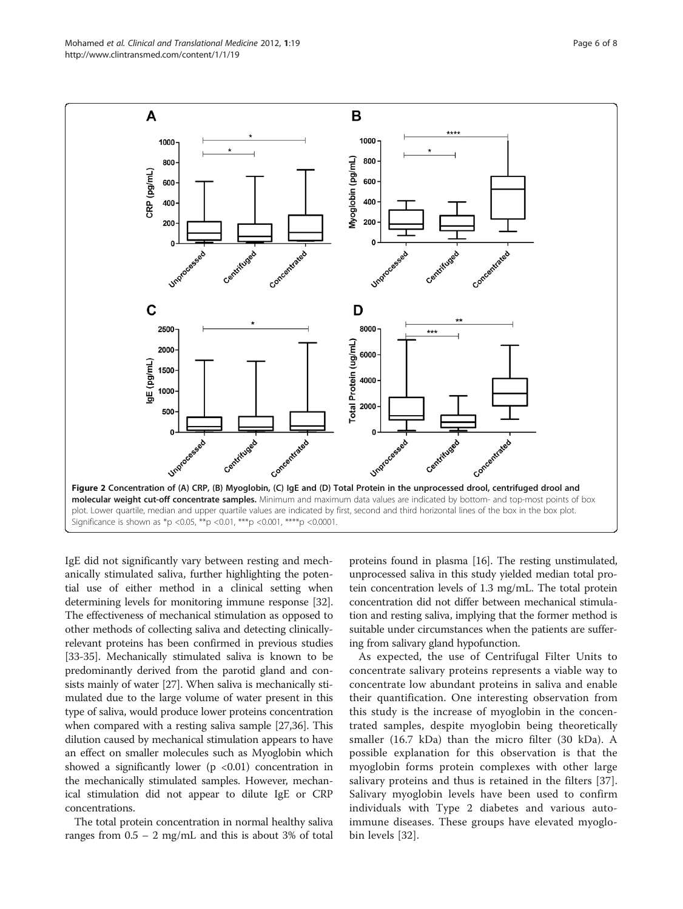**Figure 2 Concentration of (A) CRP, (B) Myoglobin, (C) IgE and (D) Total Protein in the unprocessed drool, centrifuged drool and molecular weight cut-off concentrate samples.** Minimum and maximum data values are indicated by bottom- and top-most points of box plot. Lower quartile, median and upper quartile values are indicated by first, second and third horizontal lines of the box in the box plot. Significance is shown as *p <0.05, **p <0.01, ***p <0.001, ****p <0.0001.

IgE did not significantly vary between resting and mechanically stimulated saliva, further highlighting the potential use of either method in a clinical setting when determining levels for monitoring immune response [32]. The effectiveness of mechanical stimulation as opposed to other methods of collecting saliva and detecting clinically-relevant proteins has been confirmed in previous studies [33-35]. Mechanically stimulated saliva is known to be predominantly derived from the parotid gland and consists mainly of water [27]. When saliva is mechanically stimulated due to the large volume of water present in this type of saliva, would produce lower proteins concentration when compared with a resting saliva sample [27,36]. This dilution caused by mechanical stimulation appears to have an effect on smaller molecules such as Myoglobin which showed a significantly lower ($p < 0.01$) concentration in the mechanically stimulated samples. However, mechanical stimulation did not appear to dilute IgE or CRP concentrations.

The total protein concentration in normal healthy saliva ranges from 0.5 – 2 mg/mL and this is about 3% of total proteins found in plasma [16]. The resting unstimulated, unprocessed saliva in this study yielded median total protein concentration levels of 1.3 mg/mL. The total protein concentration did not differ between mechanical stimulation and resting saliva, implying that the former method is suitable under circumstances when the patients are suffering from salivary gland hypofunction.

As expected, the use of Centrifugal Filter Units to concentrate salivary proteins represents a viable way to concentrate low abundant proteins in saliva and enable their quantification. One interesting observation from this study is the increase of myoglobin in the concentrated samples, despite myoglobin being theoretically smaller (16.7 kDa) than the micro filter (30 kDa). A possible explanation for this observation is that the myoglobin forms protein complexes with other large salivary proteins and thus is retained in the filters [37]. Salivary myoglobin levels have been used to confirm individuals with Type 2 diabetes and various autoimmune diseases. These groups have elevated myoglobin levels [32].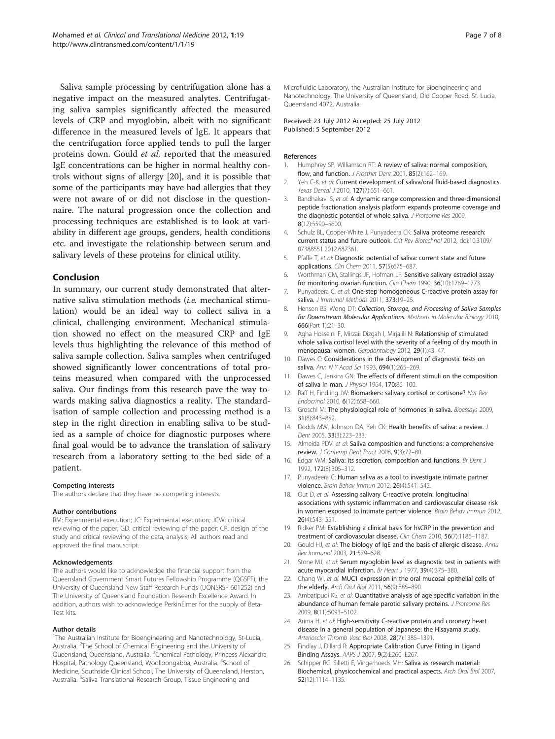Saliva sample processing by centrifugation alone has a negative impact on the measured analytes. Centrifugating saliva samples significantly affected the measured levels of CRP and myoglobin, albeit with no significant difference in the measured levels of IgE. It appears that the centrifugation force applied tends to pull the larger proteins down. Gould *et al.* reported that the measured IgE concentrations can be higher in normal healthy controls without signs of allergy [20], and it is possible that some of the participants may have had allergies that they were not aware of or did not disclose in the questionnaire. The natural progression once the collection and processing techniques are established is to look at variability in different age groups, genders, health conditions etc. and investigate the relationship between serum and salivary levels of these proteins for clinical utility.

## Conclusion

In summary, our current study demonstrated that alternative saliva stimulation methods (*i.e.* mechanical stimulation) would be an ideal way to collect saliva in a clinical, challenging environment. Mechanical stimulation showed no effect on the measured CRP and IgE levels thus highlighting the relevance of this method of saliva sample collection. Saliva samples when centrifuged showed significantly lower concentrations of total proteins measured when compared with the unprocessed saliva. Our findings from this research pave the way towards making saliva diagnostics a reality. The standardisation of sample collection and processing method is a step in the right direction in enabling saliva to be studied as a sample of choice for diagnostic purposes where final goal would be to advance the translation of salivary research from a laboratory setting to the bed side of a patient.

#### Competing interests
The authors declare that they have no competing interests.

#### Author contributions
RM: Experimental execution; JC: Experimental execution; JCW: critical reviewing of the paper; GD: critical reviewing of the paper; CP: design of the study and critical reviewing of the data, analysis; All authors read and approved the final manuscript.

#### Acknowledgements
The authors would like to acknowledge the financial support from the Queensland Government Smart Futures Fellowship Programme (QGSFF), the University of Queensland New Staff Research Funds (UQNSRSF 601252) and The University of Queensland Foundation Research Excellence Award. In addition, authors wish to acknowledge PerkinElmer for the supply of Beta-Test kits.

#### Author details
[1]The Australian Institute for Bioengineering and Nanotechnology, St-Lucia, Australia. [2]The School of Chemical Engineering and the University of Queensland, Queensland, Australia. [3]Chemical Pathology, Princess Alexandra Hospital, Pathology Queensland, Woolloongabba, Australia. [4]School of Medicine, Southside Clinical School, The University of Queensland, Herston, Australia. [5]Saliva Translational Research Group, Tissue Engineering and Microfluidic Laboratory, the Australian Institute for Bioengineering and Nanotechnology, The University of Queensland, Old Cooper Road, St. Lucia, Queensland 4072, Australia.

Received: 23 July 2012 Accepted: 25 July 2012
Published: 5 September 2012

#### References

1. Humphrey SP, Williamson RT: **A review of saliva: normal composition, flow, and function.** *J Prosthet Dent* 2001, **85**(2):162–169.
2. Yeh C-K, *et al*: **Current development of saliva/oral fluid-based diagnostics.** *Texas Dental J* 2010, **127**(7):651–661.
3. Bandhakavi S, *et al*: **A dynamic range compression and three-dimensional peptide fractionation analysis platform expands proteome coverage and the diagnostic potential of whole saliva.** *J Proteome Res* 2009, **8**(12):5590–5600.
4. Schulz BL, Cooper-White J, Punyadeera CK: **Saliva proteome research: current status and future outlook.** *Crit Rev Biotechnol* 2012, doi:10.3109/07388551.2012.687361.
5. Pfaffe T, *et al*: **Diagnostic potential of saliva: current state and future applications.** *Clin Chem* 2011, **57**(5):675–687.
6. Worthman CM, Stallings JF, Hofman LF: **Sensitive salivary estradiol assay for monitoring ovarian function.** *Clin Chem* 1990, **36**(10):1769–1773.
7. Punyadeera C, *et al*: **One-step homogeneous C-reactive protein assay for saliva.** *J Immunol Methods* 2011, **373**:19–25.
8. Henson BS, Wong DT: ***Collection, Storage, and Processing of Saliva Samples for Downstream Molecular Applications***. *Methods in Molecular Biology* 2010, **666**(Part 1):21–30.
9. Agha Hosseini F, Mirzaii Dizgah I, Mirjalili N: **Relationship of stimulated whole saliva cortisol level with the severity of a feeling of dry mouth in menopausal women.** *Gerodontology* 2012, **29**(1):43–47.
10. Dawes C: **Considerations in the development of diagnostic tests on saliva.** *Ann N Y Acad Sci* 1993, **694**(1):265–269.
11. Dawes C, Jenkins GN: **The effects of different stimuli on the composition of saliva in man.** *J Physiol* 1964, **170**:86–100.
12. Raff H, Findling JW: **Biomarkers: salivary cortisol or cortisone?** *Nat Rev Endocrinol* 2010, **6**(12):658–660.
13. Groschl M: **The physiological role of hormones in saliva.** *Bioessays* 2009, **31**(8):843–852.
14. Dodds MW, Johnson DA, Yeh CK: **Health benefits of saliva: a review.** *J Dent* 2005, **33**(3):223–233.
15. Almeida PDV, *et al*: **Saliva composition and functions: a comprehensive review.** *J Contemp Dent Pract* 2008, **9**(3):72–80.
16. Edgar WM: **Saliva: its secretion, composition and functions.** *Br Dent J* 1992, **172**(8):305–312.
17. Punyadeera C: **Human saliva as a tool to investigate intimate partner violence.** *Brain Behav Immun* 2012, **26**(4):541–542.
18. Out D, *et al*: **Assessing salivary C-reactive protein: longitudinal associations with systemic inflammation and cardiovascular disease risk in women exposed to intimate partner violence.** *Brain Behav Immun* 2012, **26**(4):543–551.
19. Ridker PM: **Establishing a clinical basis for hsCRP in the prevention and treatment of cardiovascular disease.** *Clin Chem* 2010, **56**(7):1186–1187.
20. Gould HJ, *et al*: **The biology of IgE and the basis of allergic disease.** *Annu Rev Immunol* 2003, **21**:579–628.
21. Stone MJ, *et al*: **Serum myoglobin level as diagnostic test in patients with acute myocardial infarction.** *Br Heart J* 1977, **39**(4):375–380.
22. Chang WI, *et al*: **MUC1 expression in the oral mucosal epithelial cells of the elderly.** *Arch Oral Biol* 2011, **56**(9):885–890.
23. Ambatipudi KS, *et al*: **Quantitative analysis of age specific variation in the abundance of human female parotid salivary proteins.** *J Proteome Res* 2009, **8**(11):5093–5102.
24. Arima H, *et al*: **High-sensitivity C-reactive protein and coronary heart disease in a general population of Japanese: the Hisayama study.** *Arterioscler Thromb Vasc Biol* 2008, **28**(7):1385–1391.
25. Findlay J, Dillard R: **Appropriate Calibration Curve Fitting in Ligand Binding Assays.** *AAPS J* 2007, **9**(2):E260–E267.
26. Schipper RG, Silletti E, Vingerhoeds MH: **Saliva as research material: Biochemical, physicochemical and practical aspects.** *Arch Oral Biol* 2007, **52**(12):1114–1135.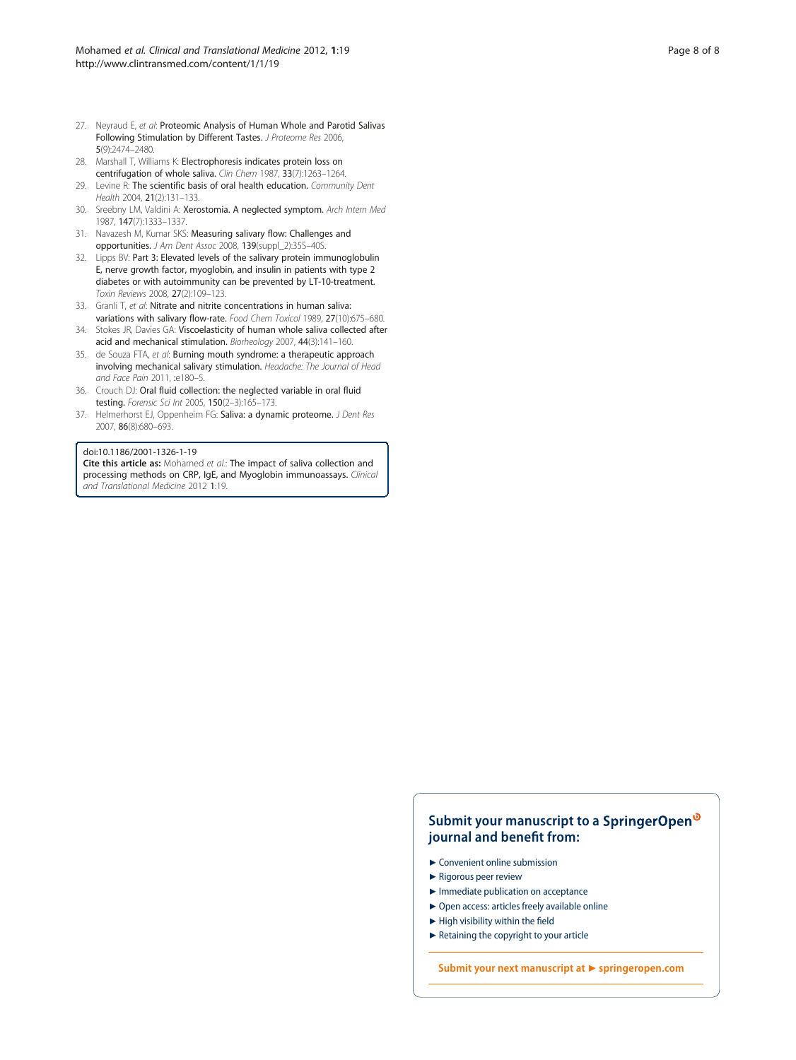27. Neyraud E, *et al*: **Proteomic Analysis of Human Whole and Parotid Salivas Following Stimulation by Different Tastes.** *J Proteome Res* 2006, **5**(9):2474–2480.
28. Marshall T, Williams K: **Electrophoresis indicates protein loss on centrifugation of whole saliva.** *Clin Chem* 1987, **33**(7):1263–1264.
29. Levine R: **The scientific basis of oral health education.** *Community Dent Health* 2004, **21**(2):131–133.
30. Sreebny LM, Valdini A: **Xerostomia. A neglected symptom.** *Arch Intern Med* 1987, **147**(7):1333–1337.
31. Navazesh M, Kumar SKS: **Measuring salivary flow: Challenges and opportunities.** *J Am Dent Assoc* 2008, **139**(suppl_2):35S–40S.
32. Lipps BV: **Part 3: Elevated levels of the salivary protein immunoglobulin E, nerve growth factor, myoglobin, and insulin in patients with type 2 diabetes or with autoimmunity can be prevented by LT-10-treatment.** *Toxin Reviews* 2008, **27**(2):109–123.
33. Granli T, *et al*: **Nitrate and nitrite concentrations in human saliva: variations with salivary flow-rate.** *Food Chem Toxicol* 1989, **27**(10):675–680.
34. Stokes JR, Davies GA: **Viscoelasticity of human whole saliva collected after acid and mechanical stimulation.** *Biorheology* 2007, **44**(3):141–160.
35. de Souza FTA, *et al*: **Burning mouth syndrome: a therapeutic approach involving mechanical salivary stimulation.** *Headache: The Journal of Head and Face Pain* 2011, :e180–5.
36. Crouch DJ: **Oral fluid collection: the neglected variable in oral fluid testing.** *Forensic Sci Int* 2005, **150**(2–3):165–173.
37. Helmerhorst EJ, Oppenheim FG: **Saliva: a dynamic proteome.** *J Dent Res* 2007, **86**(8):680–693.

doi:10.1186/2001-1326-1-19

**Cite this article as:** Mohamed *et al.*: The impact of saliva collection and processing methods on CRP, IgE, and Myoglobin immunoassays. *Clinical and Translational Medicine* 2012 **1**:19.

**Submit your manuscript to a SpringerOpen journal and benefit from:**

- ► Convenient online submission
- ► Rigorous peer review
- ► Immediate publication on acceptance
- ► Open access: articles freely available online
- ► High visibility within the field
- ► Retaining the copyright to your article

**Submit your next manuscript at ► springeropen.com**